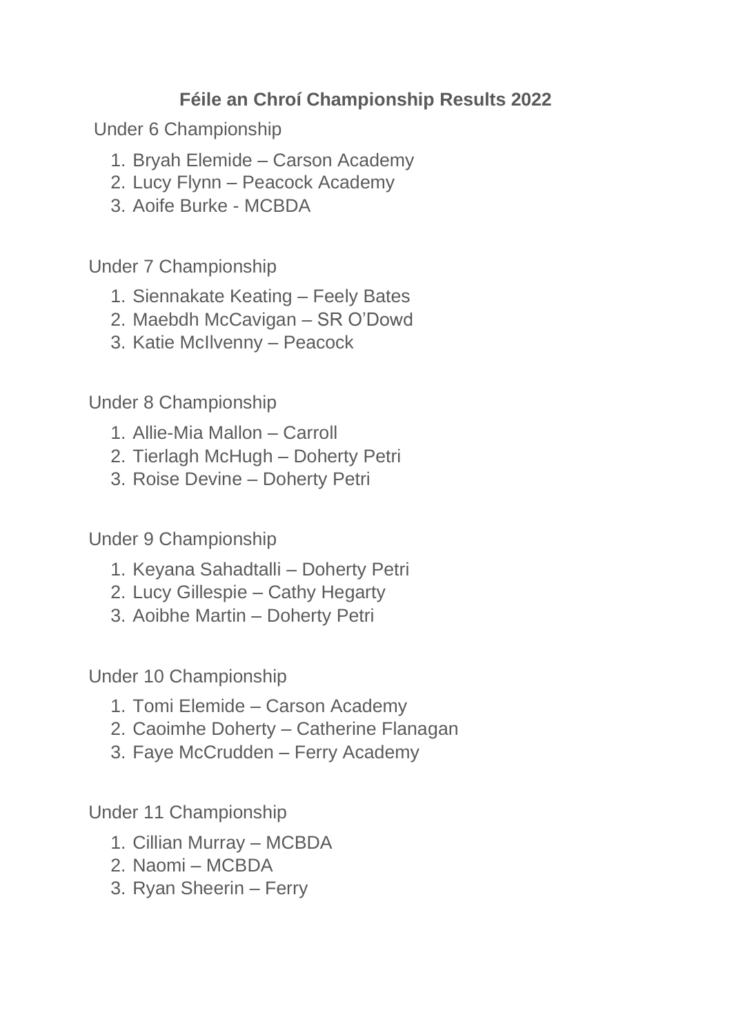# Féile an Chroí Championship Results 2022

Under 6 Championship

1. Bryah Elemide – Carson Academy
2. Lucy Flynn – Peacock Academy
3. Aoife Burke - MCBDA

Under 7 Championship

1. Siennakate Keating – Feely Bates
2. Maebdh McCavigan – SR O'Dowd
3. Katie McIlvenny – Peacock

Under 8 Championship

1. Allie-Mia Mallon – Carroll
2. Tierlagh McHugh – Doherty Petri
3. Roise Devine – Doherty Petri

Under 9 Championship

1. Keyana Sahadtalli – Doherty Petri
2. Lucy Gillespie – Cathy Hegarty
3. Aoibhe Martin – Doherty Petri

Under 10 Championship

1. Tomi Elemide – Carson Academy
2. Caoimhe Doherty – Catherine Flanagan
3. Faye McCrudden – Ferry Academy

Under 11 Championship

1. Cillian Murray – MCBDA
2. Naomi – MCBDA
3. Ryan Sheerin – Ferry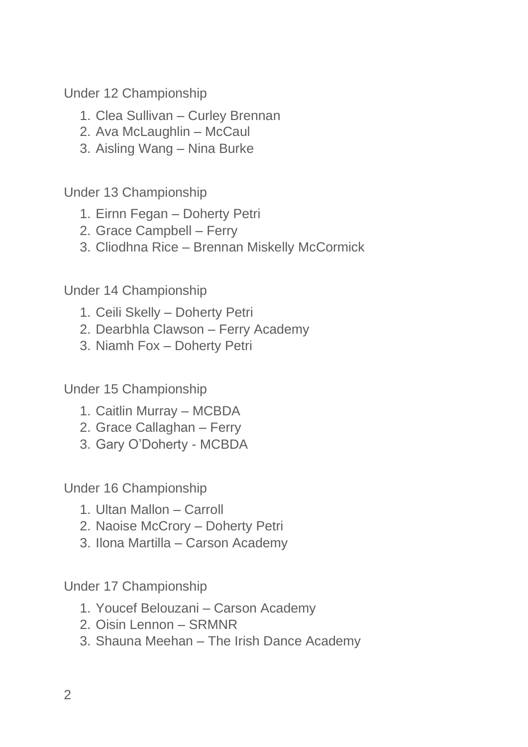Under 12 Championship

1. Clea Sullivan – Curley Brennan
2. Ava McLaughlin – McCaul
3. Aisling Wang – Nina Burke

Under 13 Championship

1. Eirnn Fegan – Doherty Petri
2. Grace Campbell – Ferry
3. Cliodhna Rice – Brennan Miskelly McCormick

Under 14 Championship

1. Ceili Skelly – Doherty Petri
2. Dearbhla Clawson – Ferry Academy
3. Niamh Fox – Doherty Petri

Under 15 Championship

1. Caitlin Murray – MCBDA
2. Grace Callaghan – Ferry
3. Gary O'Doherty - MCBDA

Under 16 Championship

1. Ultan Mallon – Carroll
2. Naoise McCrory – Doherty Petri
3. Ilona Martilla – Carson Academy

Under 17 Championship

1. Youcef Belouzani – Carson Academy
2. Oisin Lennon – SRMNR
3. Shauna Meehan – The Irish Dance Academy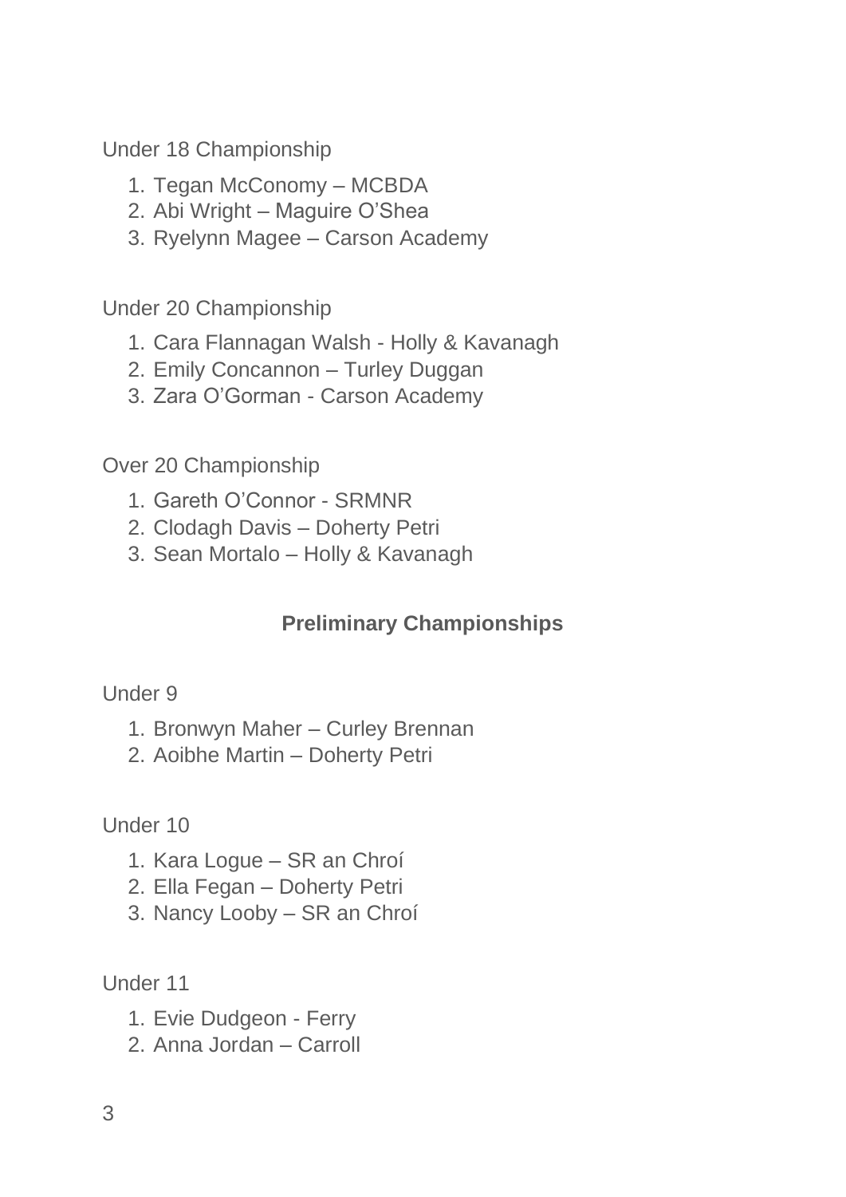Under 18 Championship

1. Tegan McConomy – MCBDA
2. Abi Wright – Maguire O'Shea
3. Ryelynn Magee – Carson Academy

Under 20 Championship

1. Cara Flannagan Walsh - Holly & Kavanagh
2. Emily Concannon – Turley Duggan
3. Zara O'Gorman - Carson Academy

Over 20 Championship

1. Gareth O'Connor - SRMNR
2. Clodagh Davis – Doherty Petri
3. Sean Mortalo – Holly & Kavanagh

## Preliminary Championships

Under 9

1. Bronwyn Maher – Curley Brennan
2. Aoibhe Martin – Doherty Petri

Under 10

1. Kara Logue – SR an Chroí
2. Ella Fegan – Doherty Petri
3. Nancy Looby – SR an Chroí

Under 11

1. Evie Dudgeon - Ferry
2. Anna Jordan – Carroll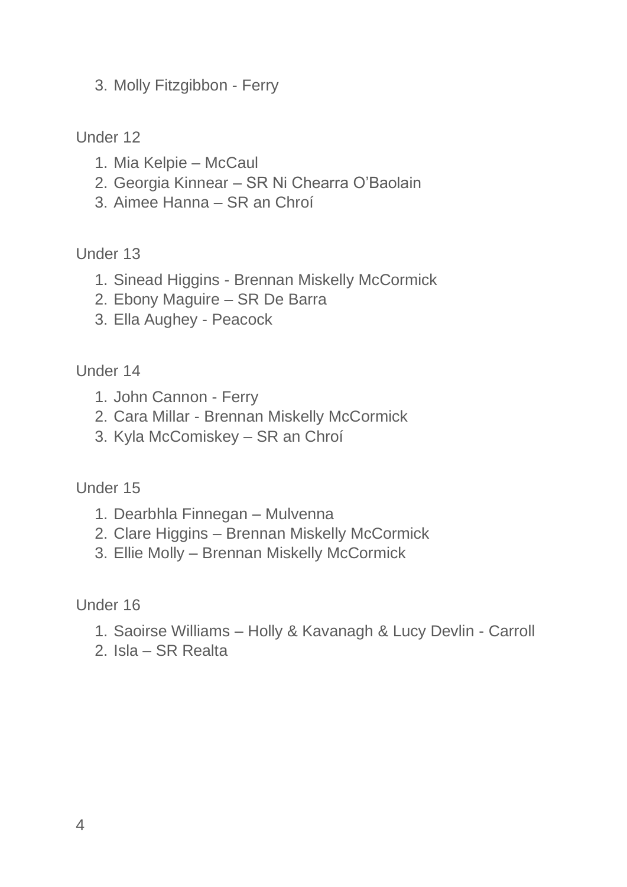3. Molly Fitzgibbon - Ferry

Under 12

1. Mia Kelpie – McCaul
2. Georgia Kinnear – SR Ni Chearra O'Baolain
3. Aimee Hanna – SR an Chroí

Under 13

1. Sinead Higgins - Brennan Miskelly McCormick
2. Ebony Maguire – SR De Barra
3. Ella Aughey - Peacock

Under 14

1. John Cannon - Ferry
2. Cara Millar - Brennan Miskelly McCormick
3. Kyla McComiskey – SR an Chroí

Under 15

1. Dearbhla Finnegan – Mulvenna
2. Clare Higgins – Brennan Miskelly McCormick
3. Ellie Molly – Brennan Miskelly McCormick

Under 16

1. Saoirse Williams – Holly & Kavanagh & Lucy Devlin - Carroll
2. Isla – SR Realta